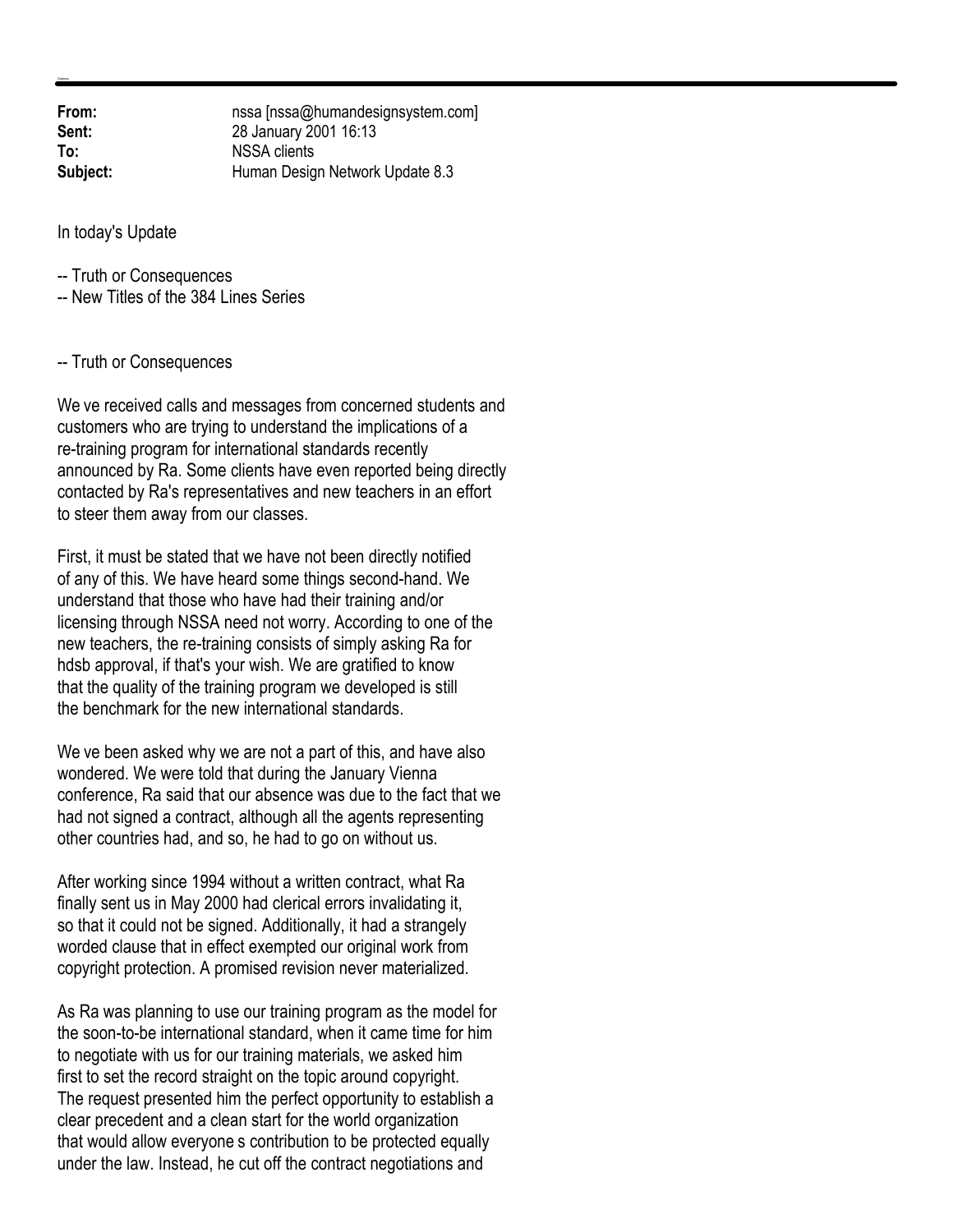**From:** nssa [nssa@humandesignsystem.com]
**Sent:** 28 January 2001 16:13
**To:** NSSA clients
**Subject:** Human Design Network Update 8.3

In today's Update

-- Truth or Consequences
-- New Titles of the 384 Lines Series

-- Truth or Consequences

We ve received calls and messages from concerned students and customers who are trying to understand the implications of a re-training program for international standards recently announced by Ra. Some clients have even reported being directly contacted by Ra's representatives and new teachers in an effort to steer them away from our classes.

First, it must be stated that we have not been directly notified of any of this. We have heard some things second-hand. We understand that those who have had their training and/or licensing through NSSA need not worry. According to one of the new teachers, the re-training consists of simply asking Ra for hdsb approval, if that's your wish. We are gratified to know that the quality of the training program we developed is still the benchmark for the new international standards.

We ve been asked why we are not a part of this, and have also wondered. We were told that during the January Vienna conference, Ra said that our absence was due to the fact that we had not signed a contract, although all the agents representing other countries had, and so, he had to go on without us.

After working since 1994 without a written contract, what Ra finally sent us in May 2000 had clerical errors invalidating it, so that it could not be signed. Additionally, it had a strangely worded clause that in effect exempted our original work from copyright protection. A promised revision never materialized.

As Ra was planning to use our training program as the model for the soon-to-be international standard, when it came time for him to negotiate with us for our training materials, we asked him first to set the record straight on the topic around copyright. The request presented him the perfect opportunity to establish a clear precedent and a clean start for the world organization that would allow everyone s contribution to be protected equally under the law. Instead, he cut off the contract negotiations and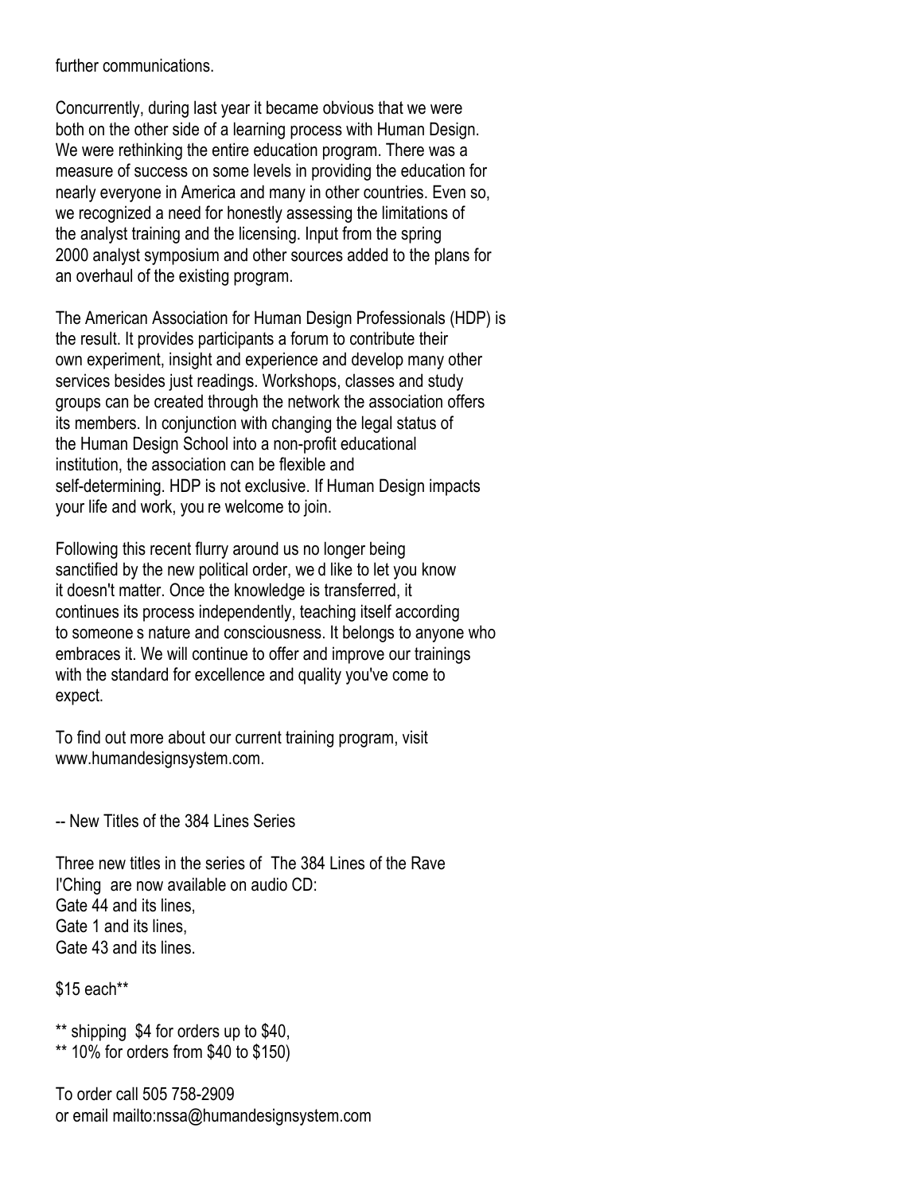further communications.

Concurrently, during last year it became obvious that we were both on the other side of a learning process with Human Design. We were rethinking the entire education program. There was a measure of success on some levels in providing the education for nearly everyone in America and many in other countries. Even so, we recognized a need for honestly assessing the limitations of the analyst training and the licensing. Input from the spring 2000 analyst symposium and other sources added to the plans for an overhaul of the existing program.

The American Association for Human Design Professionals (HDP) is the result. It provides participants a forum to contribute their own experiment, insight and experience and develop many other services besides just readings. Workshops, classes and study groups can be created through the network the association offers its members. In conjunction with changing the legal status of the Human Design School into a non-profit educational institution, the association can be flexible and self-determining. HDP is not exclusive. If Human Design impacts your life and work, you re welcome to join.

Following this recent flurry around us no longer being sanctified by the new political order, we d like to let you know it doesn't matter. Once the knowledge is transferred, it continues its process independently, teaching itself according to someone s nature and consciousness. It belongs to anyone who embraces it. We will continue to offer and improve our trainings with the standard for excellence and quality you've come to expect.

To find out more about our current training program, visit www.humandesignsystem.com.

-- New Titles of the 384 Lines Series

Three new titles in the series of  The 384 Lines of the Rave I'Ching  are now available on audio CD:
Gate 44 and its lines,
Gate 1 and its lines,
Gate 43 and its lines.

$15 each**

** shipping  $4 for orders up to $40,
** 10% for orders from $40 to $150)

To order call 505 758-2909
or email mailto:nssa@humandesignsystem.com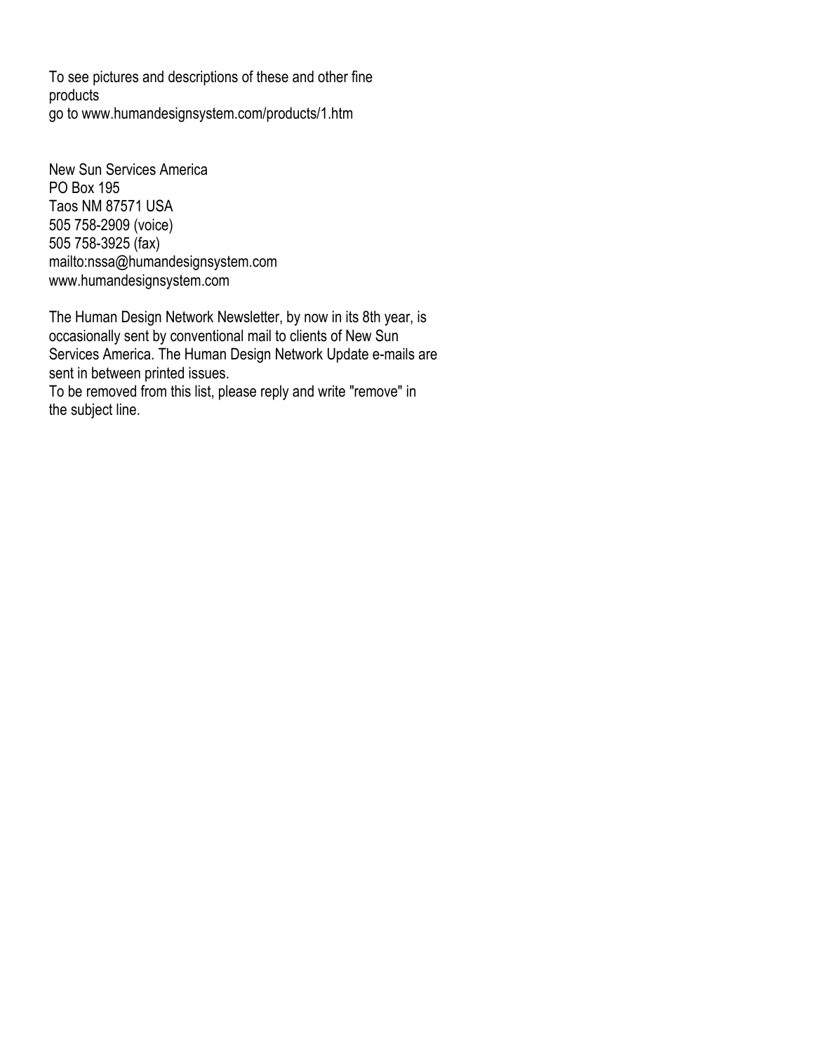To see pictures and descriptions of these and other fine products
go to www.humandesignsystem.com/products/1.htm

New Sun Services America
PO Box 195
Taos NM 87571 USA
505 758-2909 (voice)
505 758-3925 (fax)
mailto:nssa@humandesignsystem.com
www.humandesignsystem.com

The Human Design Network Newsletter, by now in its 8th year, is occasionally sent by conventional mail to clients of New Sun Services America. The Human Design Network Update e-mails are sent in between printed issues.
To be removed from this list, please reply and write "remove" in the subject line.